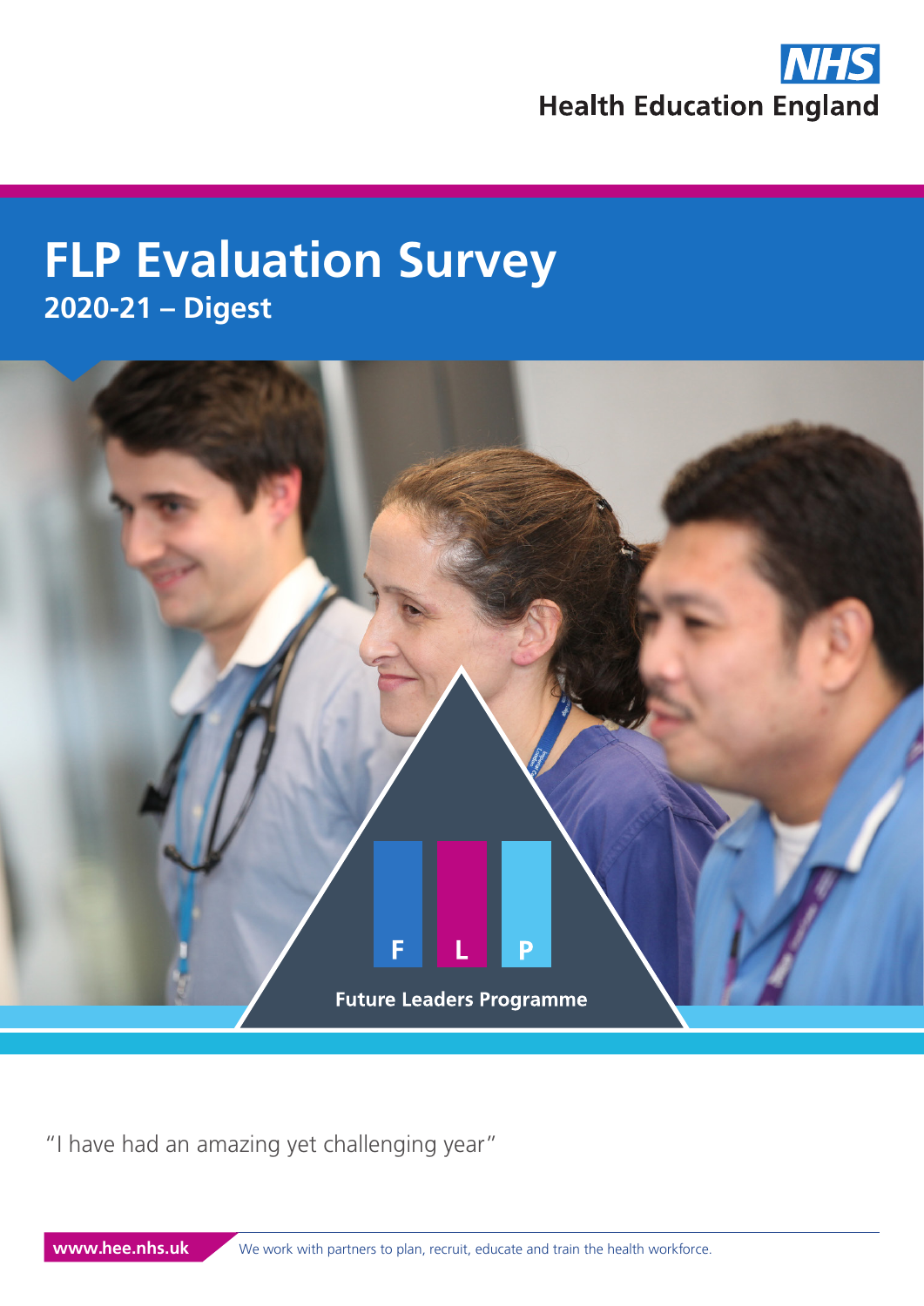NHS
Health Education England

# FLP Evaluation Survey

## 2020-21 – Digest

F L P

Future Leaders Programme

"I have had an amazing yet challenging year"

www.hee.nhs.uk We work with partners to plan, recruit, educate and train the health workforce.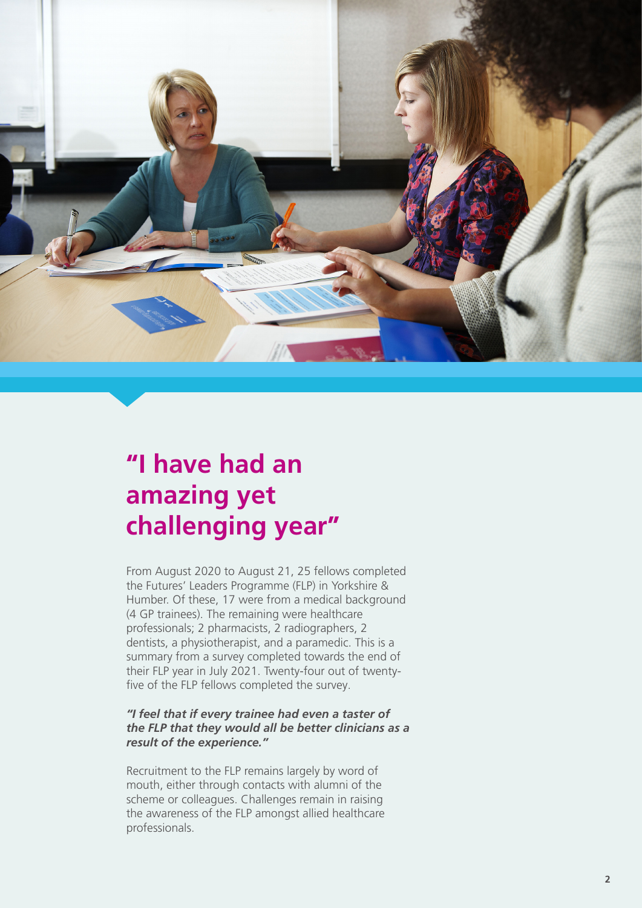# "I have had an amazing yet challenging year"

From August 2020 to August 21, 25 fellows completed the Futures' Leaders Programme (FLP) in Yorkshire & Humber. Of these, 17 were from a medical background (4 GP trainees). The remaining were healthcare professionals; 2 pharmacists, 2 radiographers, 2 dentists, a physiotherapist, and a paramedic. This is a summary from a survey completed towards the end of their FLP year in July 2021. Twenty-four out of twenty-five of the FLP fellows completed the survey.

***"I feel that if every trainee had even a taster of the FLP that they would all be better clinicians as a result of the experience."***

Recruitment to the FLP remains largely by word of mouth, either through contacts with alumni of the scheme or colleagues. Challenges remain in raising the awareness of the FLP amongst allied healthcare professionals.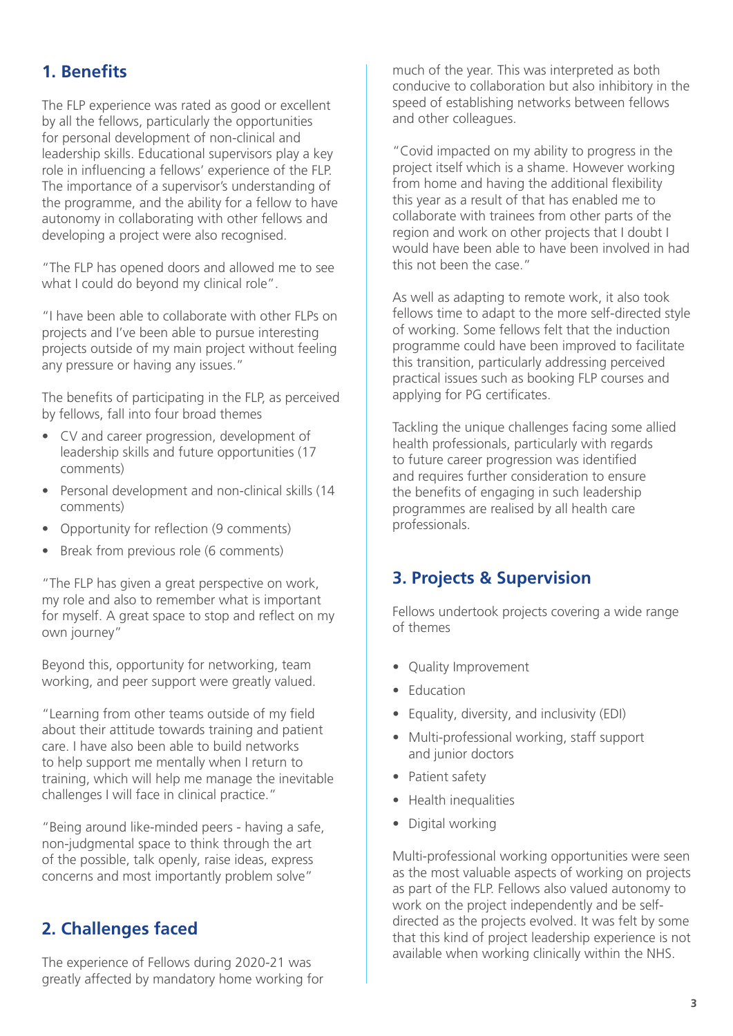## 1. Benefits

The FLP experience was rated as good or excellent by all the fellows, particularly the opportunities for personal development of non-clinical and leadership skills. Educational supervisors play a key role in influencing a fellows' experience of the FLP. The importance of a supervisor's understanding of the programme, and the ability for a fellow to have autonomy in collaborating with other fellows and developing a project were also recognised.

"The FLP has opened doors and allowed me to see what I could do beyond my clinical role".

"I have been able to collaborate with other FLPs on projects and I've been able to pursue interesting projects outside of my main project without feeling any pressure or having any issues."

The benefits of participating in the FLP, as perceived by fellows, fall into four broad themes

- CV and career progression, development of leadership skills and future opportunities (17 comments)
- Personal development and non-clinical skills (14 comments)
- Opportunity for reflection (9 comments)
- Break from previous role (6 comments)

"The FLP has given a great perspective on work, my role and also to remember what is important for myself. A great space to stop and reflect on my own journey"

Beyond this, opportunity for networking, team working, and peer support were greatly valued.

"Learning from other teams outside of my field about their attitude towards training and patient care. I have also been able to build networks to help support me mentally when I return to training, which will help me manage the inevitable challenges I will face in clinical practice."

"Being around like-minded peers - having a safe, non-judgmental space to think through the art of the possible, talk openly, raise ideas, express concerns and most importantly problem solve"

## 2. Challenges faced

The experience of Fellows during 2020-21 was greatly affected by mandatory home working for much of the year. This was interpreted as both conducive to collaboration but also inhibitory in the speed of establishing networks between fellows and other colleagues.

"Covid impacted on my ability to progress in the project itself which is a shame. However working from home and having the additional flexibility this year as a result of that has enabled me to collaborate with trainees from other parts of the region and work on other projects that I doubt I would have been able to have been involved in had this not been the case."

As well as adapting to remote work, it also took fellows time to adapt to the more self-directed style of working. Some fellows felt that the induction programme could have been improved to facilitate this transition, particularly addressing perceived practical issues such as booking FLP courses and applying for PG certificates.

Tackling the unique challenges facing some allied health professionals, particularly with regards to future career progression was identified and requires further consideration to ensure the benefits of engaging in such leadership programmes are realised by all health care professionals.

## 3. Projects & Supervision

Fellows undertook projects covering a wide range of themes

- Quality Improvement
- Education
- Equality, diversity, and inclusivity (EDI)
- Multi-professional working, staff support and junior doctors
- Patient safety
- Health inequalities
- Digital working

Multi-professional working opportunities were seen as the most valuable aspects of working on projects as part of the FLP. Fellows also valued autonomy to work on the project independently and be self-directed as the projects evolved. It was felt by some that this kind of project leadership experience is not available when working clinically within the NHS.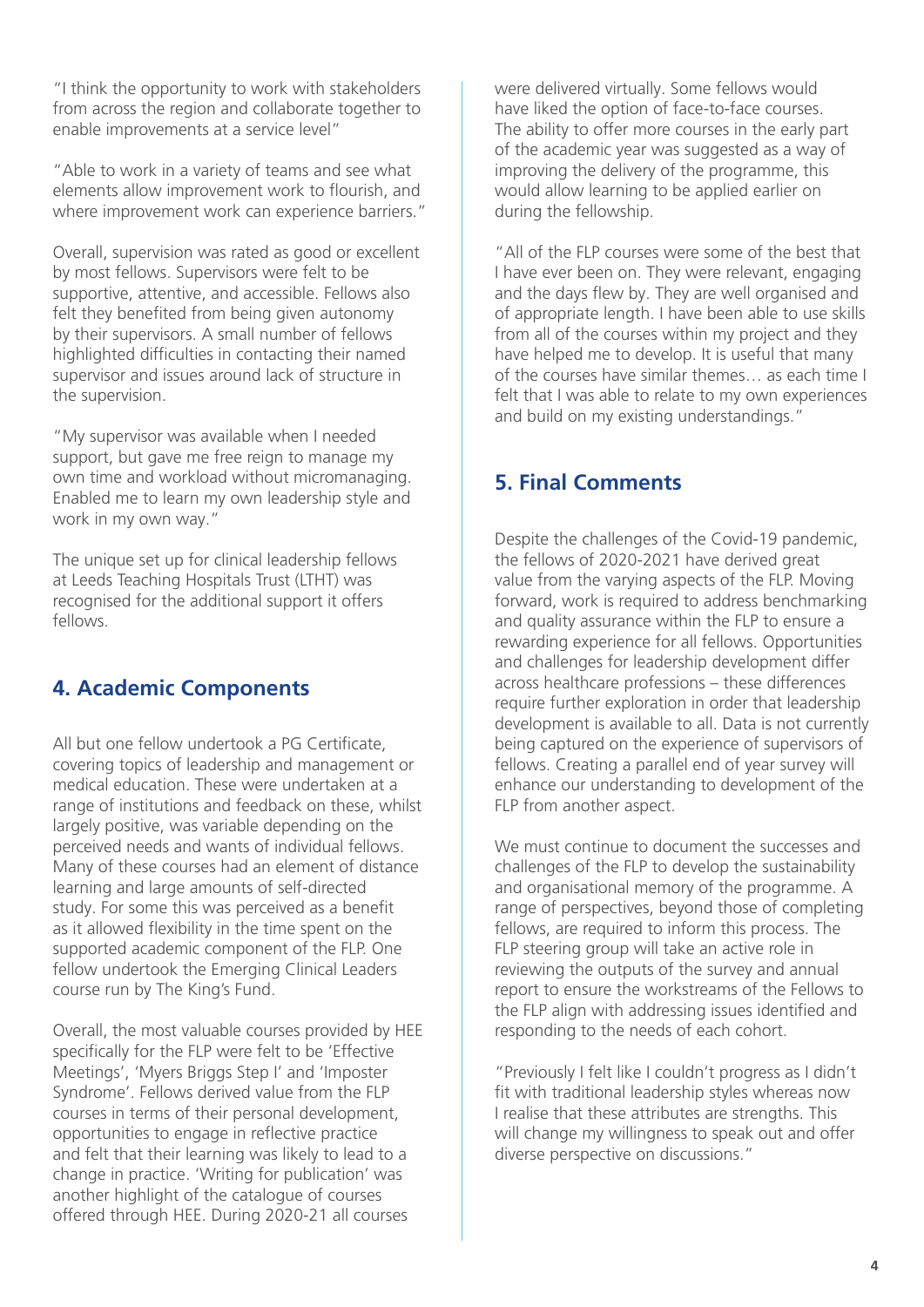"I think the opportunity to work with stakeholders from across the region and collaborate together to enable improvements at a service level"

"Able to work in a variety of teams and see what elements allow improvement work to flourish, and where improvement work can experience barriers."

Overall, supervision was rated as good or excellent by most fellows. Supervisors were felt to be supportive, attentive, and accessible. Fellows also felt they benefited from being given autonomy by their supervisors. A small number of fellows highlighted difficulties in contacting their named supervisor and issues around lack of structure in the supervision.

"My supervisor was available when I needed support, but gave me free reign to manage my own time and workload without micromanaging. Enabled me to learn my own leadership style and work in my own way."

The unique set up for clinical leadership fellows at Leeds Teaching Hospitals Trust (LTHT) was recognised for the additional support it offers fellows.

## 4. Academic Components

All but one fellow undertook a PG Certificate, covering topics of leadership and management or medical education. These were undertaken at a range of institutions and feedback on these, whilst largely positive, was variable depending on the perceived needs and wants of individual fellows. Many of these courses had an element of distance learning and large amounts of self-directed study. For some this was perceived as a benefit as it allowed flexibility in the time spent on the supported academic component of the FLP. One fellow undertook the Emerging Clinical Leaders course run by The King's Fund.

Overall, the most valuable courses provided by HEE specifically for the FLP were felt to be 'Effective Meetings', 'Myers Briggs Step I' and 'Imposter Syndrome'. Fellows derived value from the FLP courses in terms of their personal development, opportunities to engage in reflective practice and felt that their learning was likely to lead to a change in practice. 'Writing for publication' was another highlight of the catalogue of courses offered through HEE. During 2020-21 all courses were delivered virtually. Some fellows would have liked the option of face-to-face courses. The ability to offer more courses in the early part of the academic year was suggested as a way of improving the delivery of the programme, this would allow learning to be applied earlier on during the fellowship.

"All of the FLP courses were some of the best that I have ever been on. They were relevant, engaging and the days flew by. They are well organised and of appropriate length. I have been able to use skills from all of the courses within my project and they have helped me to develop. It is useful that many of the courses have similar themes… as each time I felt that I was able to relate to my own experiences and build on my existing understandings."

## 5. Final Comments

Despite the challenges of the Covid-19 pandemic, the fellows of 2020-2021 have derived great value from the varying aspects of the FLP. Moving forward, work is required to address benchmarking and quality assurance within the FLP to ensure a rewarding experience for all fellows. Opportunities and challenges for leadership development differ across healthcare professions – these differences require further exploration in order that leadership development is available to all. Data is not currently being captured on the experience of supervisors of fellows. Creating a parallel end of year survey will enhance our understanding to development of the FLP from another aspect.

We must continue to document the successes and challenges of the FLP to develop the sustainability and organisational memory of the programme. A range of perspectives, beyond those of completing fellows, are required to inform this process. The FLP steering group will take an active role in reviewing the outputs of the survey and annual report to ensure the workstreams of the Fellows to the FLP align with addressing issues identified and responding to the needs of each cohort.

"Previously I felt like I couldn't progress as I didn't fit with traditional leadership styles whereas now I realise that these attributes are strengths. This will change my willingness to speak out and offer diverse perspective on discussions."